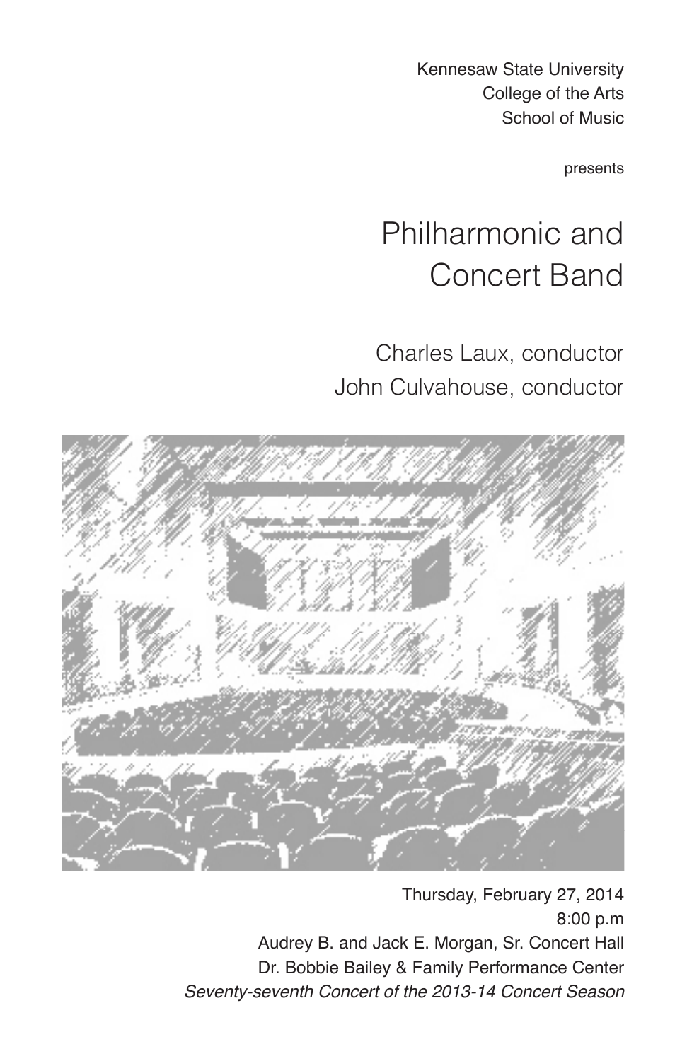Kennesaw State University
College of the Arts
School of Music

presents

# Philharmonic and Concert Band

Charles Laux, conductor
John Culvahouse, conductor

Thursday, February 27, 2014
8:00 p.m
Audrey B. and Jack E. Morgan, Sr. Concert Hall
Dr. Bobbie Bailey & Family Performance Center
*Seventy-seventh Concert of the 2013-14 Concert Season*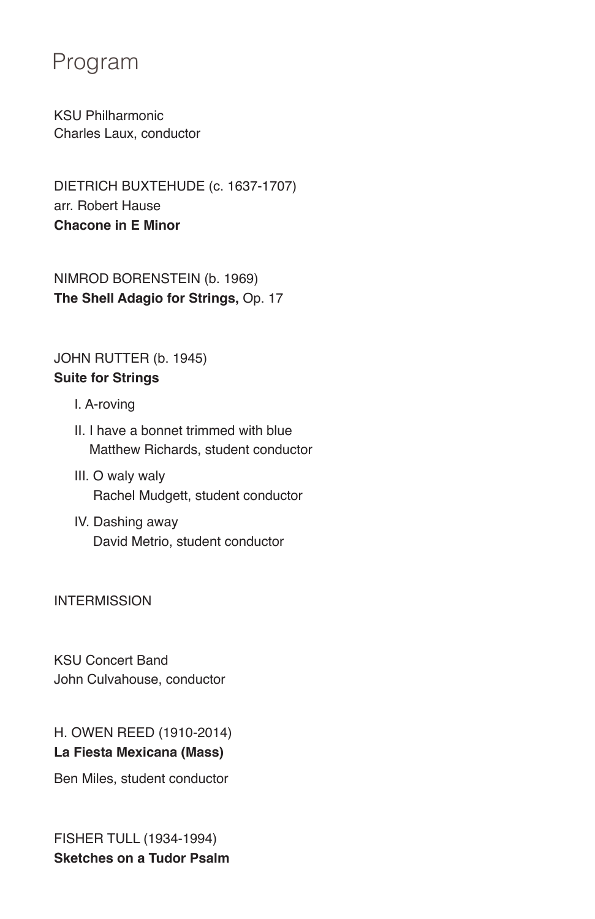# Program

KSU Philharmonic
Charles Laux, conductor

DIETRICH BUXTEHUDE (c. 1637-1707)
arr. Robert Hause
**Chacone in E Minor**

NIMROD BORENSTEIN (b. 1969)
**The Shell Adagio for Strings,** Op. 17

JOHN RUTTER (b. 1945)
**Suite for Strings**

- I. A-roving
- II. I have a bonnet trimmed with blue
  Matthew Richards, student conductor
- III. O waly waly
  Rachel Mudgett, student conductor
- IV. Dashing away
  David Metrio, student conductor

INTERMISSION

KSU Concert Band
John Culvahouse, conductor

H. OWEN REED (1910-2014)
**La Fiesta Mexicana (Mass)**

Ben Miles, student conductor

FISHER TULL (1934-1994)
**Sketches on a Tudor Psalm**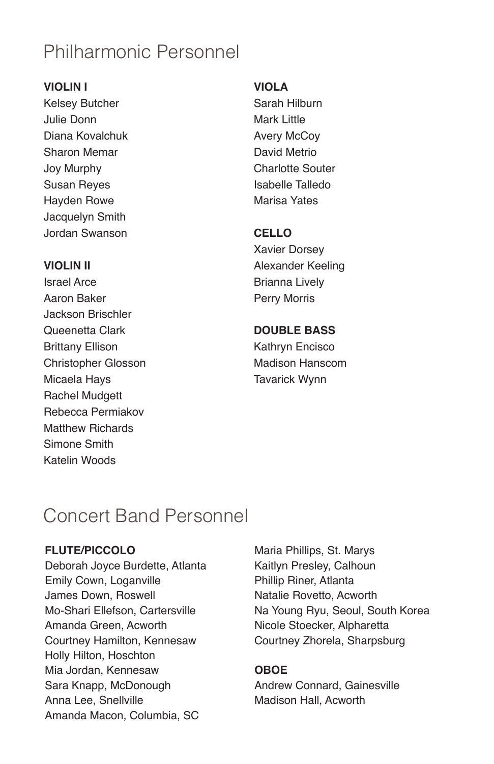# Philharmonic Personnel

**VIOLIN I**

Kelsey Butcher
Julie Donn
Diana Kovalchuk
Sharon Memar
Joy Murphy
Susan Reyes
Hayden Rowe
Jacquelyn Smith
Jordan Swanson

**VIOLIN II**

Israel Arce
Aaron Baker
Jackson Brischler
Queenetta Clark
Brittany Ellison
Christopher Glosson
Micaela Hays
Rachel Mudgett
Rebecca Permiakov
Matthew Richards
Simone Smith
Katelin Woods

**VIOLA**

Sarah Hilburn
Mark Little
Avery McCoy
David Metrio
Charlotte Souter
Isabelle Talledo
Marisa Yates

**CELLO**

Xavier Dorsey
Alexander Keeling
Brianna Lively
Perry Morris

**DOUBLE BASS**

Kathryn Encisco
Madison Hanscom
Tavarick Wynn

# Concert Band Personnel

**FLUTE/PICCOLO**

Deborah Joyce Burdette, Atlanta
Emily Cown, Loganville
James Down, Roswell
Mo-Shari Ellefson, Cartersville
Amanda Green, Acworth
Courtney Hamilton, Kennesaw
Holly Hilton, Hoschton
Mia Jordan, Kennesaw
Sara Knapp, McDonough
Anna Lee, Snellville
Amanda Macon, Columbia, SC
Maria Phillips, St. Marys
Kaitlyn Presley, Calhoun
Phillip Riner, Atlanta
Natalie Rovetto, Acworth
Na Young Ryu, Seoul, South Korea
Nicole Stoecker, Alpharetta
Courtney Zhorela, Sharpsburg

**OBOE**

Andrew Connard, Gainesville
Madison Hall, Acworth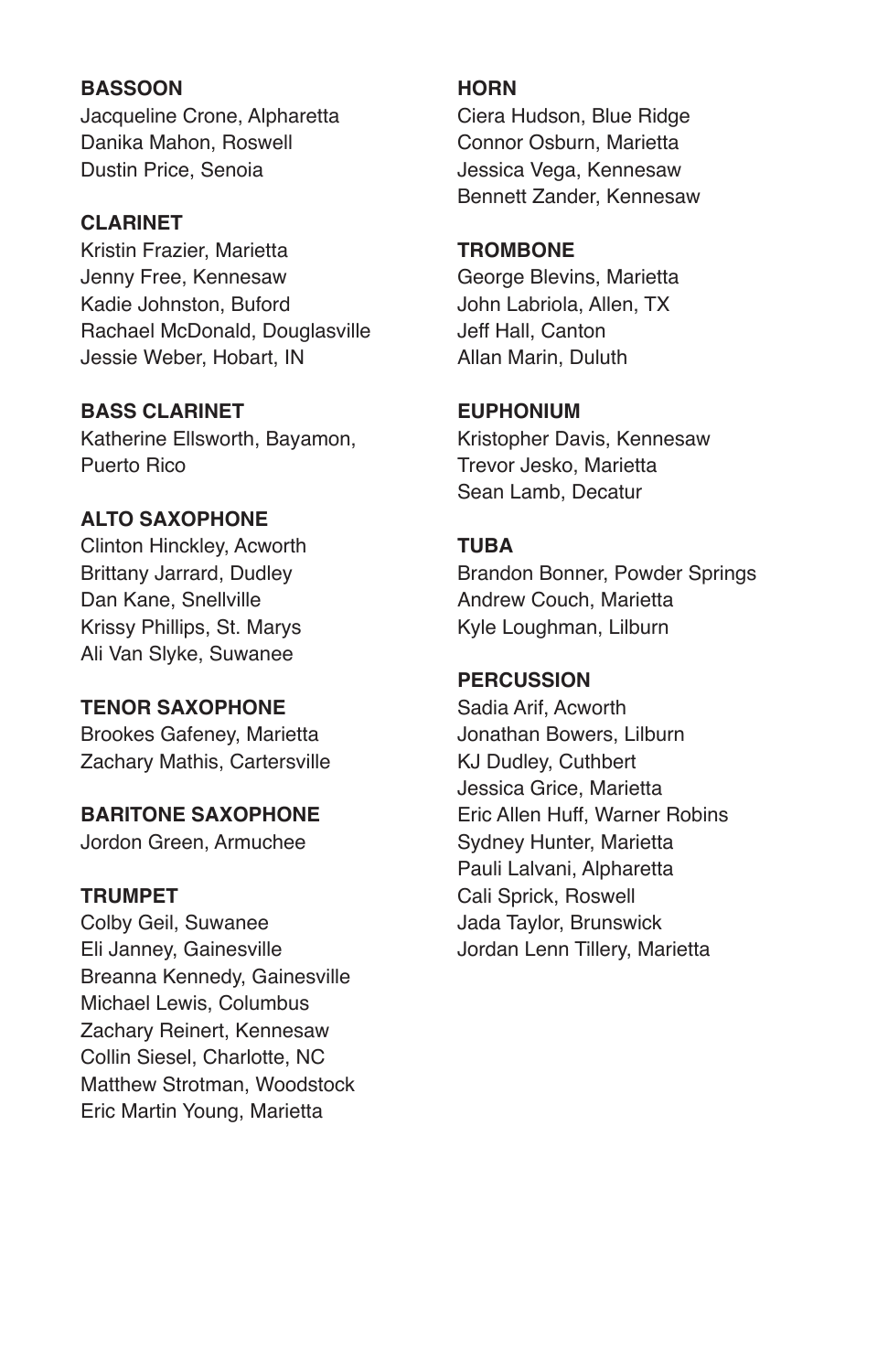**BASSOON**
Jacqueline Crone, Alpharetta
Danika Mahon, Roswell
Dustin Price, Senoia

**CLARINET**
Kristin Frazier, Marietta
Jenny Free, Kennesaw
Kadie Johnston, Buford
Rachael McDonald, Douglasville
Jessie Weber, Hobart, IN

**BASS CLARINET**
Katherine Ellsworth, Bayamon, Puerto Rico

**ALTO SAXOPHONE**
Clinton Hinckley, Acworth
Brittany Jarrard, Dudley
Dan Kane, Snellville
Krissy Phillips, St. Marys
Ali Van Slyke, Suwanee

**TENOR SAXOPHONE**
Brookes Gafeney, Marietta
Zachary Mathis, Cartersville

**BARITONE SAXOPHONE**
Jordon Green, Armuchee

**TRUMPET**
Colby Geil, Suwanee
Eli Janney, Gainesville
Breanna Kennedy, Gainesville
Michael Lewis, Columbus
Zachary Reinert, Kennesaw
Collin Siesel, Charlotte, NC
Matthew Strotman, Woodstock
Eric Martin Young, Marietta

**HORN**
Ciera Hudson, Blue Ridge
Connor Osburn, Marietta
Jessica Vega, Kennesaw
Bennett Zander, Kennesaw

**TROMBONE**
George Blevins, Marietta
John Labriola, Allen, TX
Jeff Hall, Canton
Allan Marin, Duluth

**EUPHONIUM**
Kristopher Davis, Kennesaw
Trevor Jesko, Marietta
Sean Lamb, Decatur

**TUBA**
Brandon Bonner, Powder Springs
Andrew Couch, Marietta
Kyle Loughman, Lilburn

**PERCUSSION**
Sadia Arif, Acworth
Jonathan Bowers, Lilburn
KJ Dudley, Cuthbert
Jessica Grice, Marietta
Eric Allen Huff, Warner Robins
Sydney Hunter, Marietta
Pauli Lalvani, Alpharetta
Cali Sprick, Roswell
Jada Taylor, Brunswick
Jordan Lenn Tillery, Marietta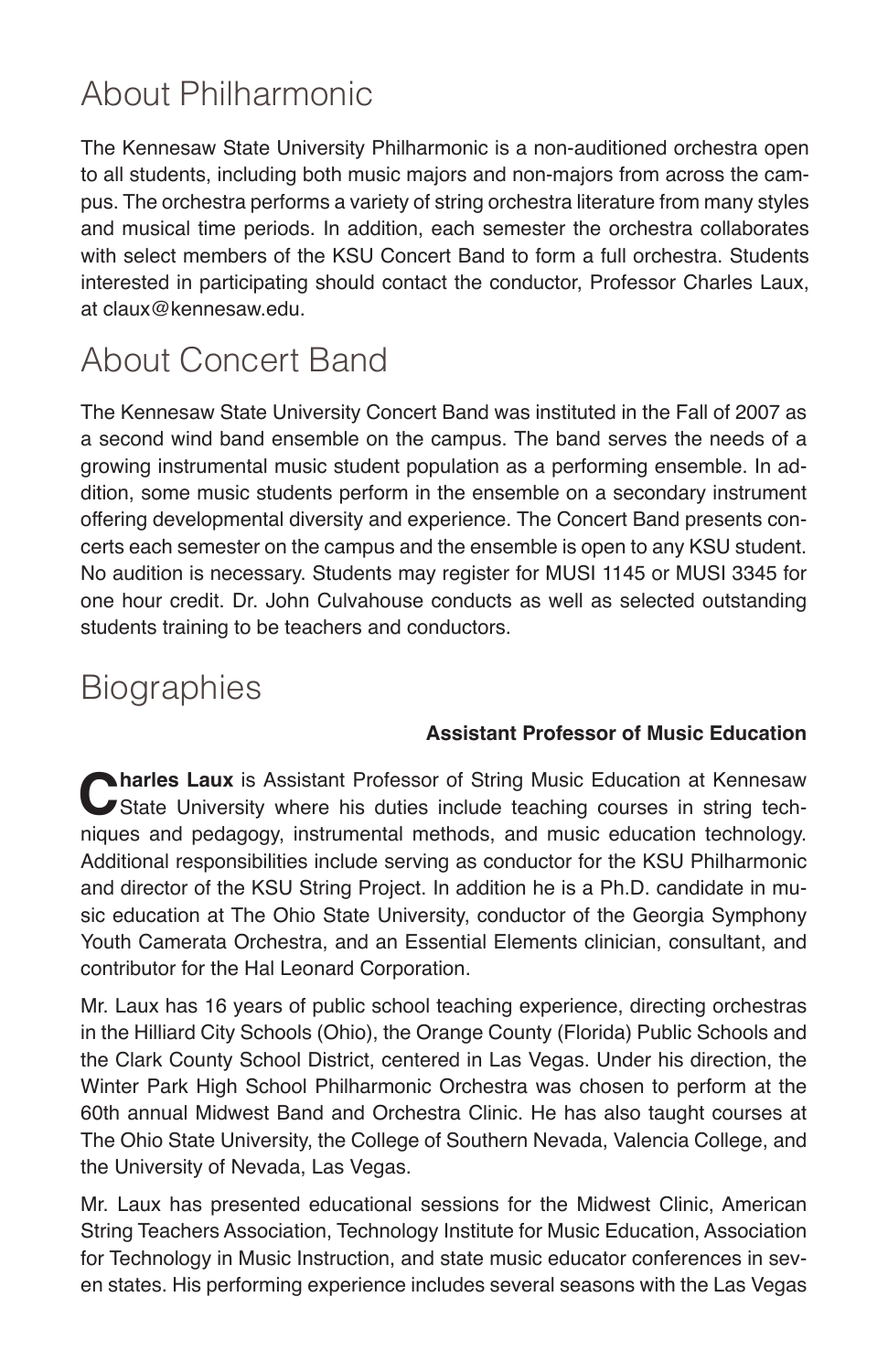## About Philharmonic

The Kennesaw State University Philharmonic is a non-auditioned orchestra open to all students, including both music majors and non-majors from across the campus. The orchestra performs a variety of string orchestra literature from many styles and musical time periods. In addition, each semester the orchestra collaborates with select members of the KSU Concert Band to form a full orchestra. Students interested in participating should contact the conductor, Professor Charles Laux, at claux@kennesaw.edu.

## About Concert Band

The Kennesaw State University Concert Band was instituted in the Fall of 2007 as a second wind band ensemble on the campus. The band serves the needs of a growing instrumental music student population as a performing ensemble. In addition, some music students perform in the ensemble on a secondary instrument offering developmental diversity and experience. The Concert Band presents concerts each semester on the campus and the ensemble is open to any KSU student. No audition is necessary. Students may register for MUSI 1145 or MUSI 3345 for one hour credit. Dr. John Culvahouse conducts as well as selected outstanding students training to be teachers and conductors.

## Biographies

**Assistant Professor of Music Education**

**Charles Laux** is Assistant Professor of String Music Education at Kennesaw State University where his duties include teaching courses in string techniques and pedagogy, instrumental methods, and music education technology. Additional responsibilities include serving as conductor for the KSU Philharmonic and director of the KSU String Project. In addition he is a Ph.D. candidate in music education at The Ohio State University, conductor of the Georgia Symphony Youth Camerata Orchestra, and an Essential Elements clinician, consultant, and contributor for the Hal Leonard Corporation.

Mr. Laux has 16 years of public school teaching experience, directing orchestras in the Hilliard City Schools (Ohio), the Orange County (Florida) Public Schools and the Clark County School District, centered in Las Vegas. Under his direction, the Winter Park High School Philharmonic Orchestra was chosen to perform at the 60th annual Midwest Band and Orchestra Clinic. He has also taught courses at The Ohio State University, the College of Southern Nevada, Valencia College, and the University of Nevada, Las Vegas.

Mr. Laux has presented educational sessions for the Midwest Clinic, American String Teachers Association, Technology Institute for Music Education, Association for Technology in Music Instruction, and state music educator conferences in seven states. His performing experience includes several seasons with the Las Vegas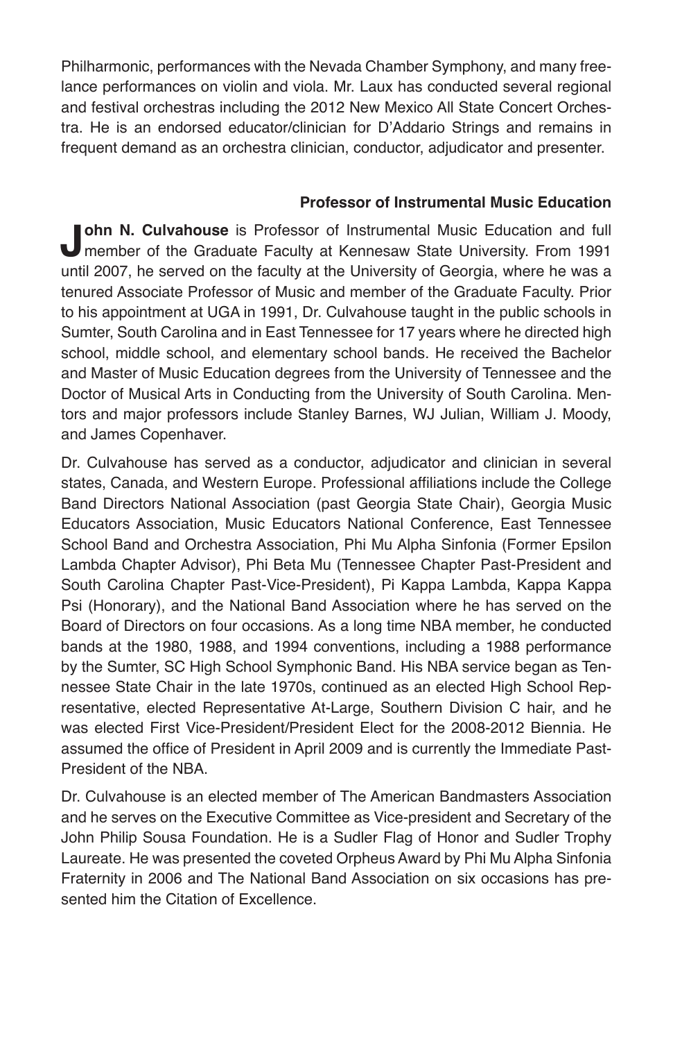Philharmonic, performances with the Nevada Chamber Symphony, and many freelance performances on violin and viola. Mr. Laux has conducted several regional and festival orchestras including the 2012 New Mexico All State Concert Orchestra. He is an endorsed educator/clinician for D'Addario Strings and remains in frequent demand as an orchestra clinician, conductor, adjudicator and presenter.

**Professor of Instrumental Music Education**

**John N. Culvahouse** is Professor of Instrumental Music Education and full member of the Graduate Faculty at Kennesaw State University. From 1991 until 2007, he served on the faculty at the University of Georgia, where he was a tenured Associate Professor of Music and member of the Graduate Faculty. Prior to his appointment at UGA in 1991, Dr. Culvahouse taught in the public schools in Sumter, South Carolina and in East Tennessee for 17 years where he directed high school, middle school, and elementary school bands. He received the Bachelor and Master of Music Education degrees from the University of Tennessee and the Doctor of Musical Arts in Conducting from the University of South Carolina. Mentors and major professors include Stanley Barnes, WJ Julian, William J. Moody, and James Copenhaver.

Dr. Culvahouse has served as a conductor, adjudicator and clinician in several states, Canada, and Western Europe. Professional affiliations include the College Band Directors National Association (past Georgia State Chair), Georgia Music Educators Association, Music Educators National Conference, East Tennessee School Band and Orchestra Association, Phi Mu Alpha Sinfonia (Former Epsilon Lambda Chapter Advisor), Phi Beta Mu (Tennessee Chapter Past-President and South Carolina Chapter Past-Vice-President), Pi Kappa Lambda, Kappa Kappa Psi (Honorary), and the National Band Association where he has served on the Board of Directors on four occasions. As a long time NBA member, he conducted bands at the 1980, 1988, and 1994 conventions, including a 1988 performance by the Sumter, SC High School Symphonic Band. His NBA service began as Tennessee State Chair in the late 1970s, continued as an elected High School Representative, elected Representative At-Large, Southern Division C hair, and he was elected First Vice-President/President Elect for the 2008-2012 Biennia. He assumed the office of President in April 2009 and is currently the Immediate Past-President of the NBA.

Dr. Culvahouse is an elected member of The American Bandmasters Association and he serves on the Executive Committee as Vice-president and Secretary of the John Philip Sousa Foundation. He is a Sudler Flag of Honor and Sudler Trophy Laureate. He was presented the coveted Orpheus Award by Phi Mu Alpha Sinfonia Fraternity in 2006 and The National Band Association on six occasions has presented him the Citation of Excellence.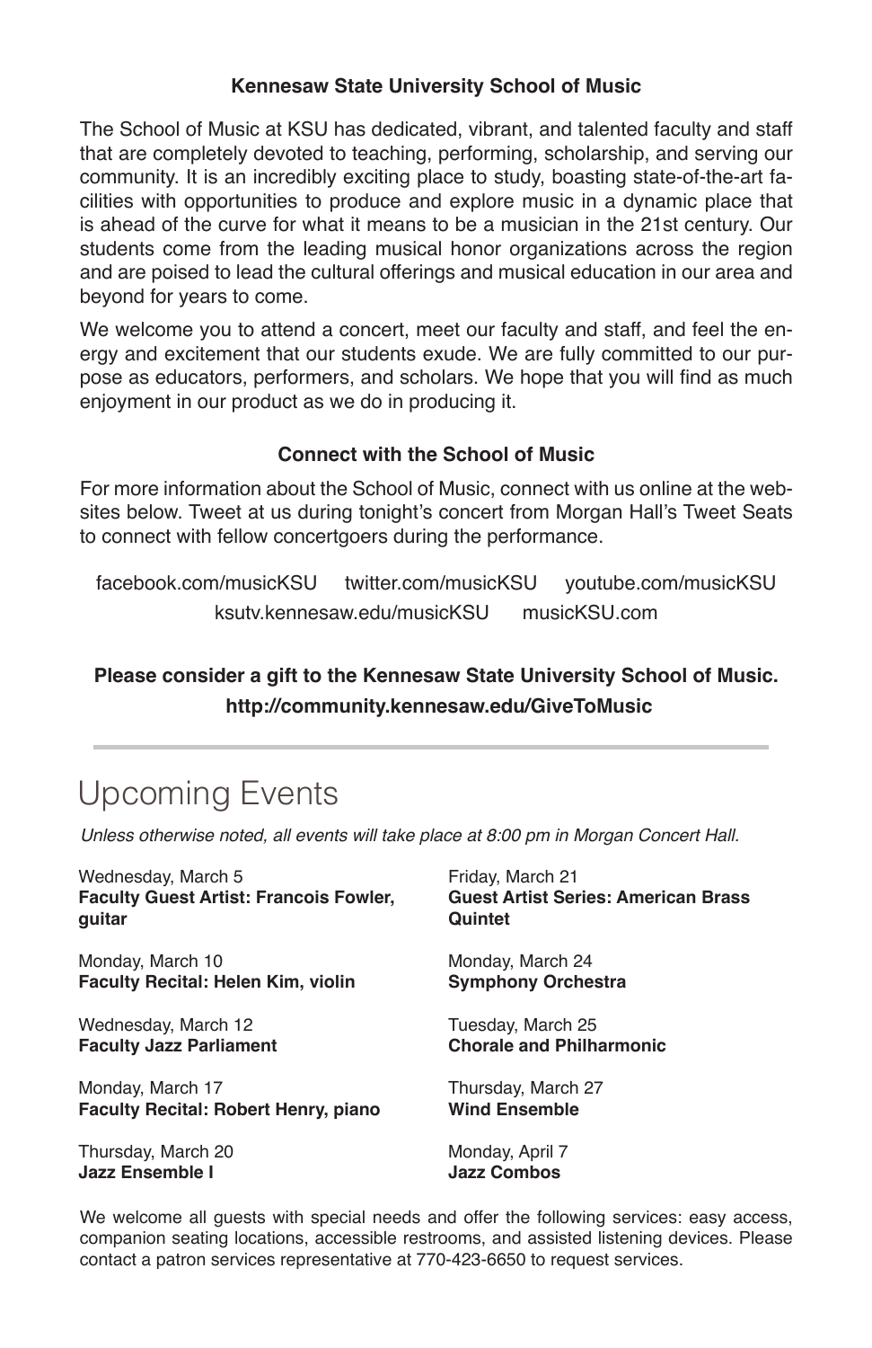### Kennesaw State University School of Music

The School of Music at KSU has dedicated, vibrant, and talented faculty and staff that are completely devoted to teaching, performing, scholarship, and serving our community. It is an incredibly exciting place to study, boasting state-of-the-art facilities with opportunities to produce and explore music in a dynamic place that is ahead of the curve for what it means to be a musician in the 21st century. Our students come from the leading musical honor organizations across the region and are poised to lead the cultural offerings and musical education in our area and beyond for years to come.

We welcome you to attend a concert, meet our faculty and staff, and feel the energy and excitement that our students exude. We are fully committed to our purpose as educators, performers, and scholars. We hope that you will find as much enjoyment in our product as we do in producing it.

### Connect with the School of Music

For more information about the School of Music, connect with us online at the websites below. Tweet at us during tonight's concert from Morgan Hall's Tweet Seats to connect with fellow concertgoers during the performance.

facebook.com/musicKSU twitter.com/musicKSU youtube.com/musicKSU
ksutv.kennesaw.edu/musicKSU musicKSU.com

**Please consider a gift to the Kennesaw State University School of Music.**
**http://community.kennesaw.edu/GiveToMusic**

# Upcoming Events

*Unless otherwise noted, all events will take place at 8:00 pm in Morgan Concert Hall.*

Wednesday, March 5
**Faculty Guest Artist: Francois Fowler, guitar**

Monday, March 10
**Faculty Recital: Helen Kim, violin**

Wednesday, March 12
**Faculty Jazz Parliament**

Monday, March 17
**Faculty Recital: Robert Henry, piano**

Thursday, March 20
**Jazz Ensemble I**

Friday, March 21
**Guest Artist Series: American Brass Quintet**

Monday, March 24
**Symphony Orchestra**

Tuesday, March 25
**Chorale and Philharmonic**

Thursday, March 27
**Wind Ensemble**

Monday, April 7
**Jazz Combos**

We welcome all guests with special needs and offer the following services: easy access, companion seating locations, accessible restrooms, and assisted listening devices. Please contact a patron services representative at 770-423-6650 to request services.